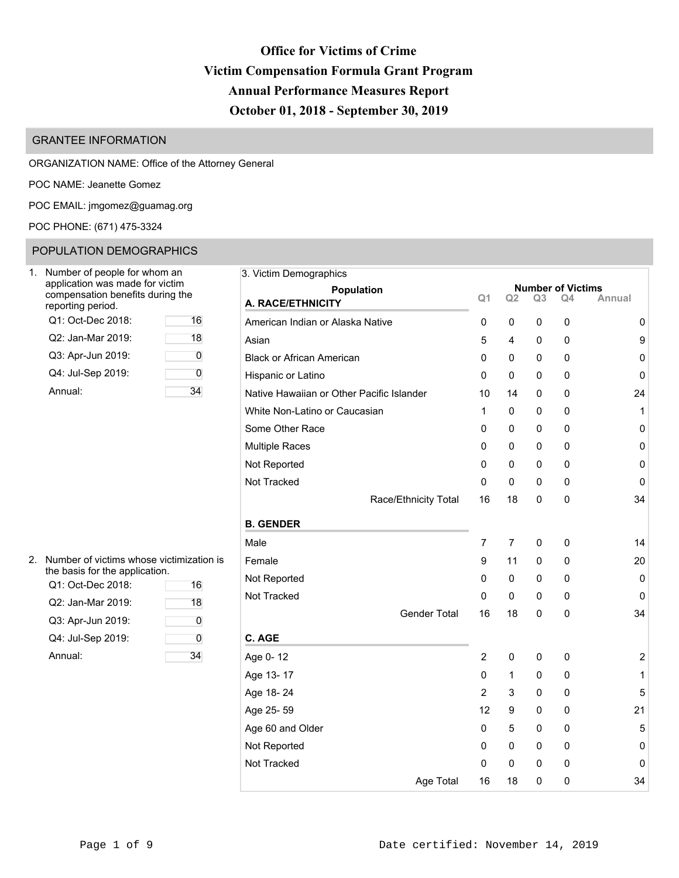# Office for Victims of Crime
# Victim Compensation Formula Grant Program
# Annual Performance Measures Report
# October 01, 2018 - September 30, 2019

## GRANTEE INFORMATION

ORGANIZATION NAME: Office of the Attorney General

POC NAME: Jeanette Gomez

POC EMAIL: jmgomez@guamag.org

POC PHONE: (671) 475-3324

## POPULATION DEMOGRAPHICS

1. Number of people for whom an application was made for victim compensation benefits during the reporting period.

| | |
|---|---|
| Q1: Oct-Dec 2018: | 16 |
| Q2: Jan-Mar 2019: | 18 |
| Q3: Apr-Jun 2019: | 0 |
| Q4: Jul-Sep 2019: | 0 |
| Annual: | 34 |

2. Number of victims whose victimization is the basis for the application.

| | |
|---|---|
| Q1: Oct-Dec 2018: | 16 |
| Q2: Jan-Mar 2019: | 18 |
| Q3: Apr-Jun 2019: | 0 |
| Q4: Jul-Sep 2019: | 0 |
| Annual: | 34 |

3. Victim Demographics

| Population | Number of Victims | | | | |
|---|---|---|---|---|---|
| | Q1 | Q2 | Q3 | Q4 | Annual |
| **A. RACE/ETHNICITY** | | | | | |
| American Indian or Alaska Native | 0 | 0 | 0 | 0 | 0 |
| Asian | 5 | 4 | 0 | 0 | 9 |
| Black or African American | 0 | 0 | 0 | 0 | 0 |
| Hispanic or Latino | 0 | 0 | 0 | 0 | 0 |
| Native Hawaiian or Other Pacific Islander | 10 | 14 | 0 | 0 | 24 |
| White Non-Latino or Caucasian | 1 | 0 | 0 | 0 | 1 |
| Some Other Race | 0 | 0 | 0 | 0 | 0 |
| Multiple Races | 0 | 0 | 0 | 0 | 0 |
| Not Reported | 0 | 0 | 0 | 0 | 0 |
| Not Tracked | 0 | 0 | 0 | 0 | 0 |
| Race/Ethnicity Total | 16 | 18 | 0 | 0 | 34 |
| **B. GENDER** | | | | | |
| Male | 7 | 7 | 0 | 0 | 14 |
| Female | 9 | 11 | 0 | 0 | 20 |
| Not Reported | 0 | 0 | 0 | 0 | 0 |
| Not Tracked | 0 | 0 | 0 | 0 | 0 |
| Gender Total | 16 | 18 | 0 | 0 | 34 |
| **C. AGE** | | | | | |
| Age 0- 12 | 2 | 0 | 0 | 0 | 2 |
| Age 13- 17 | 0 | 1 | 0 | 0 | 1 |
| Age 18- 24 | 2 | 3 | 0 | 0 | 5 |
| Age 25- 59 | 12 | 9 | 0 | 0 | 21 |
| Age 60 and Older | 0 | 5 | 0 | 0 | 5 |
| Not Reported | 0 | 0 | 0 | 0 | 0 |
| Not Tracked | 0 | 0 | 0 | 0 | 0 |
| Age Total | 16 | 18 | 0 | 0 | 34 |

Date certified: November 14, 2019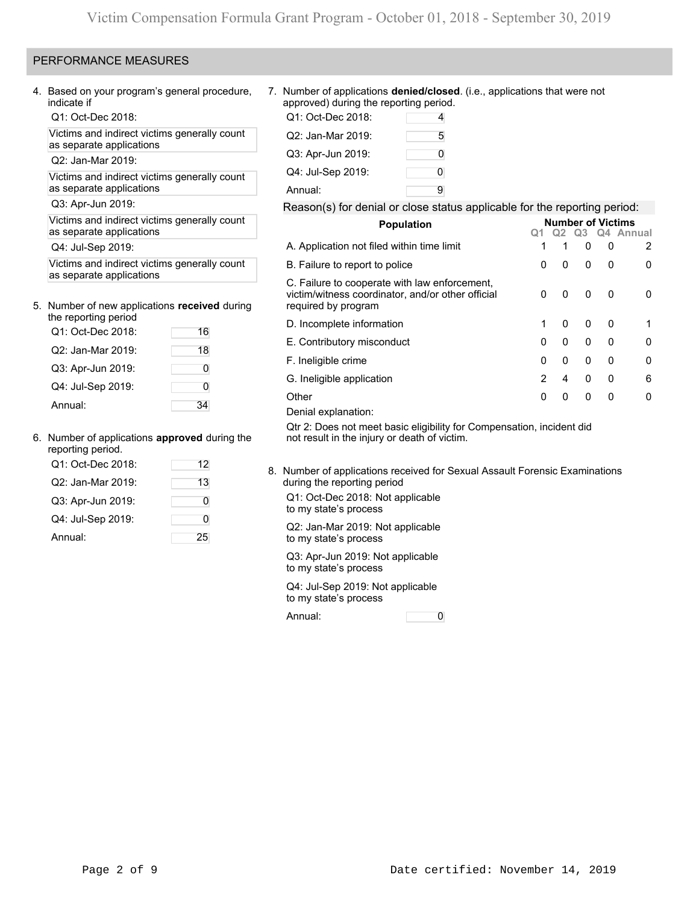## PERFORMANCE MEASURES

4. Based on your program's general procedure, indicate if

   Q1: Oct-Dec 2018:

   Victims and indirect victims generally count as separate applications

   Q2: Jan-Mar 2019:

   Victims and indirect victims generally count as separate applications

   Q3: Apr-Jun 2019:

   Victims and indirect victims generally count as separate applications

   Q4: Jul-Sep 2019:

   Victims and indirect victims generally count as separate applications

5. Number of new applications **received** during the reporting period

| | |
|---|---|
| Q1: Oct-Dec 2018: | 16 |
| Q2: Jan-Mar 2019: | 18 |
| Q3: Apr-Jun 2019: | 0 |
| Q4: Jul-Sep 2019: | 0 |
| Annual: | 34 |

6. Number of applications **approved** during the reporting period.

| | |
|---|---|
| Q1: Oct-Dec 2018: | 12 |
| Q2: Jan-Mar 2019: | 13 |
| Q3: Apr-Jun 2019: | 0 |
| Q4: Jul-Sep 2019: | 0 |
| Annual: | 25 |

7. Number of applications **denied/closed**. (i.e., applications that were not approved) during the reporting period.

| | |
|---|---|
| Q1: Oct-Dec 2018: | 4 |
| Q2: Jan-Mar 2019: | 5 |
| Q3: Apr-Jun 2019: | 0 |
| Q4: Jul-Sep 2019: | 0 |
| Annual: | 9 |

Reason(s) for denial or close status applicable for the reporting period:

| Population | Number of Victims | | | | |
|---|---|---|---|---|---|
| | Q1 | Q2 | Q3 | Q4 | Annual |
| A. Application not filed within time limit | 1 | 1 | 0 | 0 | 2 |
| B. Failure to report to police | 0 | 0 | 0 | 0 | 0 |
| C. Failure to cooperate with law enforcement, victim/witness coordinator, and/or other official required by program | 0 | 0 | 0 | 0 | 0 |
| D. Incomplete information | 1 | 0 | 0 | 0 | 1 |
| E. Contributory misconduct | 0 | 0 | 0 | 0 | 0 |
| F. Ineligible crime | 0 | 0 | 0 | 0 | 0 |
| G. Ineligible application | 2 | 4 | 0 | 0 | 6 |
| Other | 0 | 0 | 0 | 0 | 0 |

Denial explanation:

Qtr 2: Does not meet basic eligibility for Compensation, incident did not result in the injury or death of victim.

8. Number of applications received for Sexual Assault Forensic Examinations during the reporting period

   Q1: Oct-Dec 2018: Not applicable to my state's process

   Q2: Jan-Mar 2019: Not applicable to my state's process

   Q3: Apr-Jun 2019: Not applicable to my state's process

   Q4: Jul-Sep 2019: Not applicable to my state's process

   Annual: 0

Date certified: November 14, 2019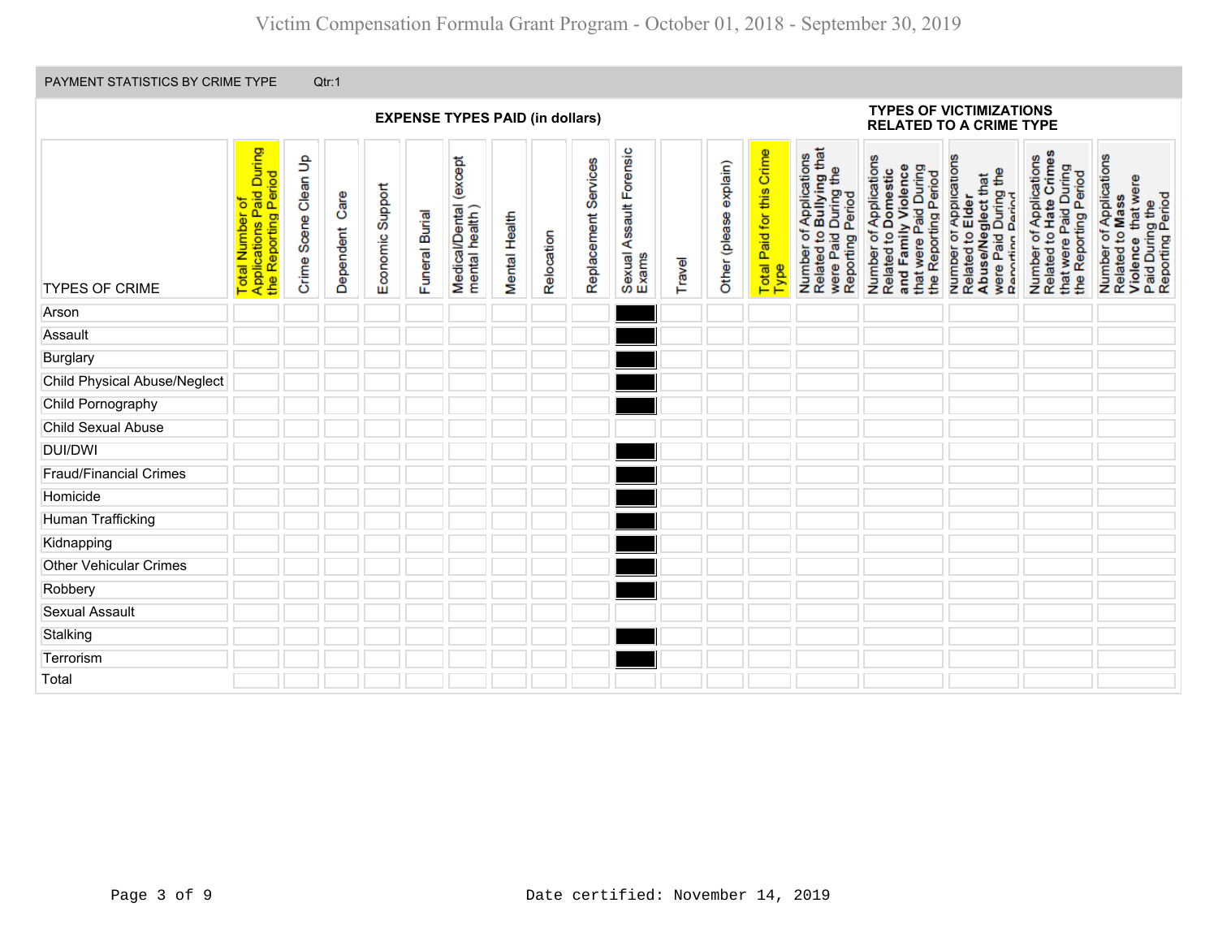PAYMENT STATISTICS BY CRIME TYPE Qtr:1

| | EXPENSE TYPES PAID (in dollars) | | | | | | | | | | | | | TYPES OF VICTIMIZATIONS RELATED TO A CRIME TYPE | | | | |
|---|---|---|---|---|---|---|---|---|---|---|---|---|---|---|---|---|---|---|
| TYPES OF CRIME | Total Number of Applications Paid During the Reporting Period | Crime Scene Clean Up | Dependent Care | Economic Support | Funeral Burial | Medical/Dental (except mental health ) | Mental Health | Relocation | Replacement Services | Sexual Assault Forensic Exams | Travel | Other (please explain) | Total Paid for this Crime Type | Number of Applications Related to **Bullying** that were Paid During the Reporting Period | Number of Applications Related to **Domestic and Family Violence** that were Paid During the Reporting Period | Number of Applications Related to **Elder Abuse/Neglect** that were Paid During the Reporting Period | Number of Applications Related to **Hate Crimes** that were Paid During the Reporting Period | Number of Applications Related to **Mass Violence** that were Paid During the Reporting Period |
| Arson | | | | | | | | | | | | | | | | | | |
| Assault | | | | | | | | | | | | | | | | | | |
| Burglary | | | | | | | | | | | | | | | | | | |
| Child Physical Abuse/Neglect | | | | | | | | | | | | | | | | | | |
| Child Pornography | | | | | | | | | | | | | | | | | | |
| Child Sexual Abuse | | | | | | | | | | | | | | | | | | |
| DUI/DWI | | | | | | | | | | | | | | | | | | |
| Fraud/Financial Crimes | | | | | | | | | | | | | | | | | | |
| Homicide | | | | | | | | | | | | | | | | | | |
| Human Trafficking | | | | | | | | | | | | | | | | | | |
| Kidnapping | | | | | | | | | | | | | | | | | | |
| Other Vehicular Crimes | | | | | | | | | | | | | | | | | | |
| Robbery | | | | | | | | | | | | | | | | | | |
| Sexual Assault | | | | | | | | | | | | | | | | | | |
| Stalking | | | | | | | | | | | | | | | | | | |
| Terrorism | | | | | | | | | | | | | | | | | | |
| Total | | | | | | | | | | | | | | | | | | |

Date certified: November 14, 2019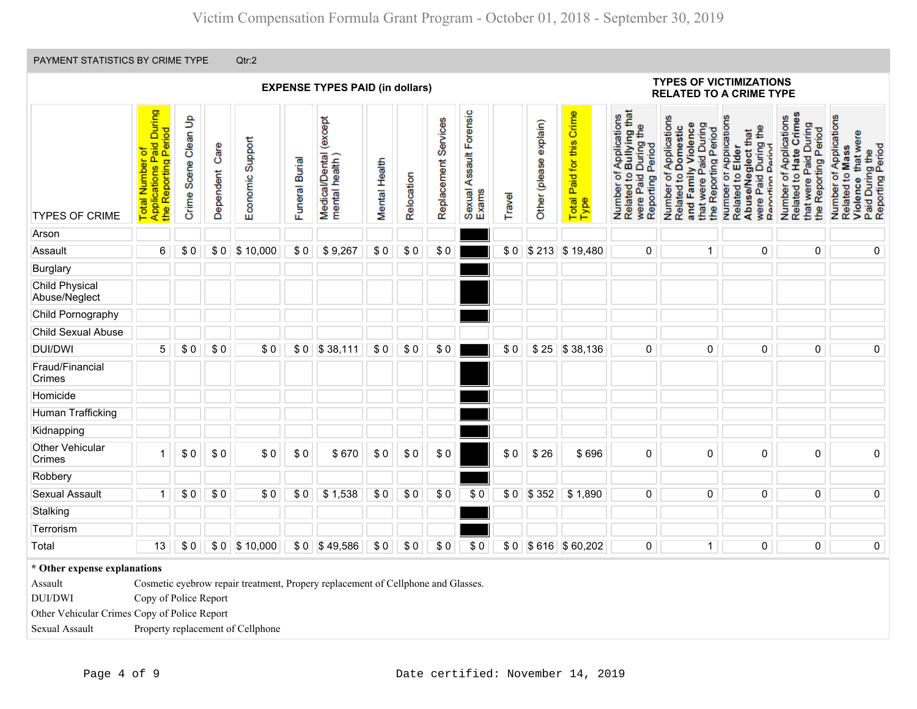# Victim Compensation Formula Grant Program - October 01, 2018 - September 30, 2019

PAYMENT STATISTICS BY CRIME TYPE Qtr:2

| | | | | | | EXPENSE TYPES PAID (in dollars) | | | | | | | | TYPES OF VICTIMIZATIONS RELATED TO A CRIME TYPE | | | | |
|---|---|---|---|---|---|---|---|---|---|---|---|---|---|---|---|---|---|---|
| TYPES OF CRIME | Total Number of Applications Paid During the Reporting Period | Crime Scene Clean Up | Dependent Care | Economic Support | Funeral Burial | Medical/Dental (except mental health ) | Mental Health | Relocation | Replacement Services | Sexual Assault Forensic Exams | Travel | Other (please explain) | Total Paid for this Crime Type | Number of Applications Related to **Bullying** that were Paid During the Reporting Period | Number of Applications Related to **Domestic and Family Violence** that were Paid During the Reporting Period | Number of Applications Related to **Elder Abuse/Neglect** that were Paid During the Reporting Period | Number of Applications Related to **Hate Crimes** that were Paid During the Reporting Period | Number of Applications Related to **Mass Violence** that were Paid During the Reporting Period |
| Arson | | | | | | | | | | | | | | | | | | |
| Assault | 6 | $ 0 | $ 0 | $ 10,000 | $ 0 | $ 9,267 | $ 0 | $ 0 | $ 0 | | $ 0 | $ 213 | $ 19,480 | 0 | 1 | 0 | 0 | 0 |
| Burglary | | | | | | | | | | | | | | | | | | |
| Child Physical Abuse/Neglect | | | | | | | | | | | | | | | | | | |
| Child Pornography | | | | | | | | | | | | | | | | | | |
| Child Sexual Abuse | | | | | | | | | | | | | | | | | | |
| DUI/DWI | 5 | $ 0 | $ 0 | $ 0 | $ 0 | $ 38,111 | $ 0 | $ 0 | $ 0 | | $ 0 | $ 25 | $ 38,136 | 0 | 0 | 0 | 0 | 0 |
| Fraud/Financial Crimes | | | | | | | | | | | | | | | | | | |
| Homicide | | | | | | | | | | | | | | | | | | |
| Human Trafficking | | | | | | | | | | | | | | | | | | |
| Kidnapping | | | | | | | | | | | | | | | | | | |
| Other Vehicular Crimes | 1 | $ 0 | $ 0 | $ 0 | $ 0 | $ 670 | $ 0 | $ 0 | $ 0 | | $ 0 | $ 26 | $ 696 | 0 | 0 | 0 | 0 | 0 |
| Robbery | | | | | | | | | | | | | | | | | | |
| Sexual Assault | 1 | $ 0 | $ 0 | $ 0 | $ 0 | $ 1,538 | $ 0 | $ 0 | $ 0 | $ 0 | $ 0 | $ 352 | $ 1,890 | 0 | 0 | 0 | 0 | 0 |
| Stalking | | | | | | | | | | | | | | | | | | |
| Terrorism | | | | | | | | | | | | | | | | | | |
| Total | 13 | $ 0 | $ 0 | $ 10,000 | $ 0 | $ 49,586 | $ 0 | $ 0 | $ 0 | $ 0 | $ 0 | $ 616 | $ 60,202 | 0 | 1 | 0 | 0 | 0 |

**\* Other expense explanations**

| | |
|---|---|
| Assault | Cosmetic eyebrow repair treatment, Propery replacement of Cellphone and Glasses. |
| DUI/DWI | Copy of Police Report |
| Other Vehicular Crimes | Copy of Police Report |
| Sexual Assault | Property replacement of Cellphone |

Date certified: November 14, 2019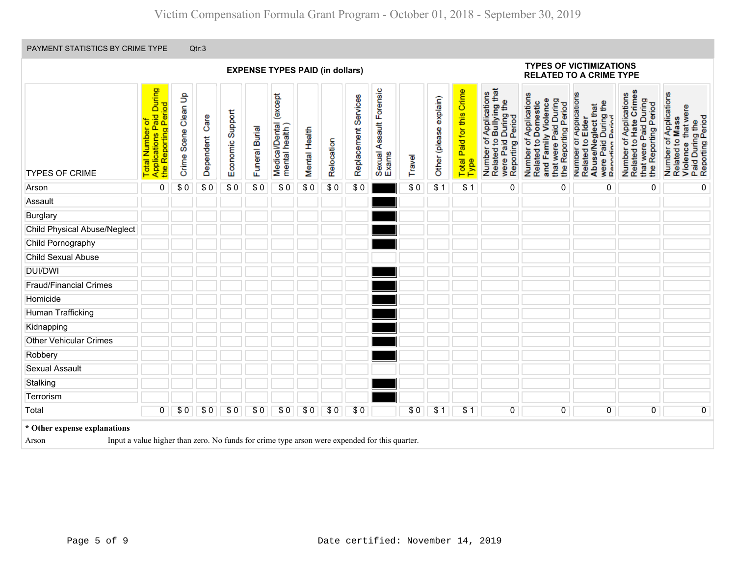PAYMENT STATISTICS BY CRIME TYPE Qtr:3

| TYPES OF CRIME | EXPENSE TYPES PAID (in dollars) | | | | | | | | | | | | | TYPES OF VICTIMIZATIONS RELATED TO A CRIME TYPE | | | | |
|---|---|---|---|---|---|---|---|---|---|---|---|---|---|---|---|---|---|---|
| | Total Number of Applications Paid During the Reporting Period | Crime Scene Clean Up | Dependent Care | Economic Support | Funeral Burial | Medical/Dental (except mental health ) | Mental Health | Relocation | Replacement Services | Sexual Assault Forensic Exams | Travel | Other (please explain) | Total Paid for this Crime Type | Number of Applications Related to Bullying that were Paid During the Reporting Period | Number of Applications Related to Domestic and Family Violence that were Paid During the Reporting Period | Number of Applications Related to Elder Abuse/Neglect that were Paid During the Reporting Period | Number of Applications Related to Hate Crimes that were Paid During the Reporting Period | Number of Applications Related to Mass Violence that were Paid During the Reporting Period |
| Arson | 0 | $ 0 | $ 0 | $ 0 | $ 0 | $ 0 | $ 0 | $ 0 | $ 0 | | $ 0 | $ 1 | $ 1 | 0 | 0 | 0 | 0 | 0 |
| Assault | | | | | | | | | | | | | | | | | | |
| Burglary | | | | | | | | | | | | | | | | | | |
| Child Physical Abuse/Neglect | | | | | | | | | | | | | | | | | | |
| Child Pornography | | | | | | | | | | | | | | | | | | |
| Child Sexual Abuse | | | | | | | | | | | | | | | | | | |
| DUI/DWI | | | | | | | | | | | | | | | | | | |
| Fraud/Financial Crimes | | | | | | | | | | | | | | | | | | |
| Homicide | | | | | | | | | | | | | | | | | | |
| Human Trafficking | | | | | | | | | | | | | | | | | | |
| Kidnapping | | | | | | | | | | | | | | | | | | |
| Other Vehicular Crimes | | | | | | | | | | | | | | | | | | |
| Robbery | | | | | | | | | | | | | | | | | | |
| Sexual Assault | | | | | | | | | | | | | | | | | | |
| Stalking | | | | | | | | | | | | | | | | | | |
| Terrorism | | | | | | | | | | | | | | | | | | |
| Total | 0 | $ 0 | $ 0 | $ 0 | $ 0 | $ 0 | $ 0 | $ 0 | $ 0 | | $ 0 | $ 1 | $ 1 | 0 | 0 | 0 | 0 | 0 |

**\* Other expense explanations**

Arson Input a value higher than zero. No funds for crime type arson were expended for this quarter.

Date certified: November 14, 2019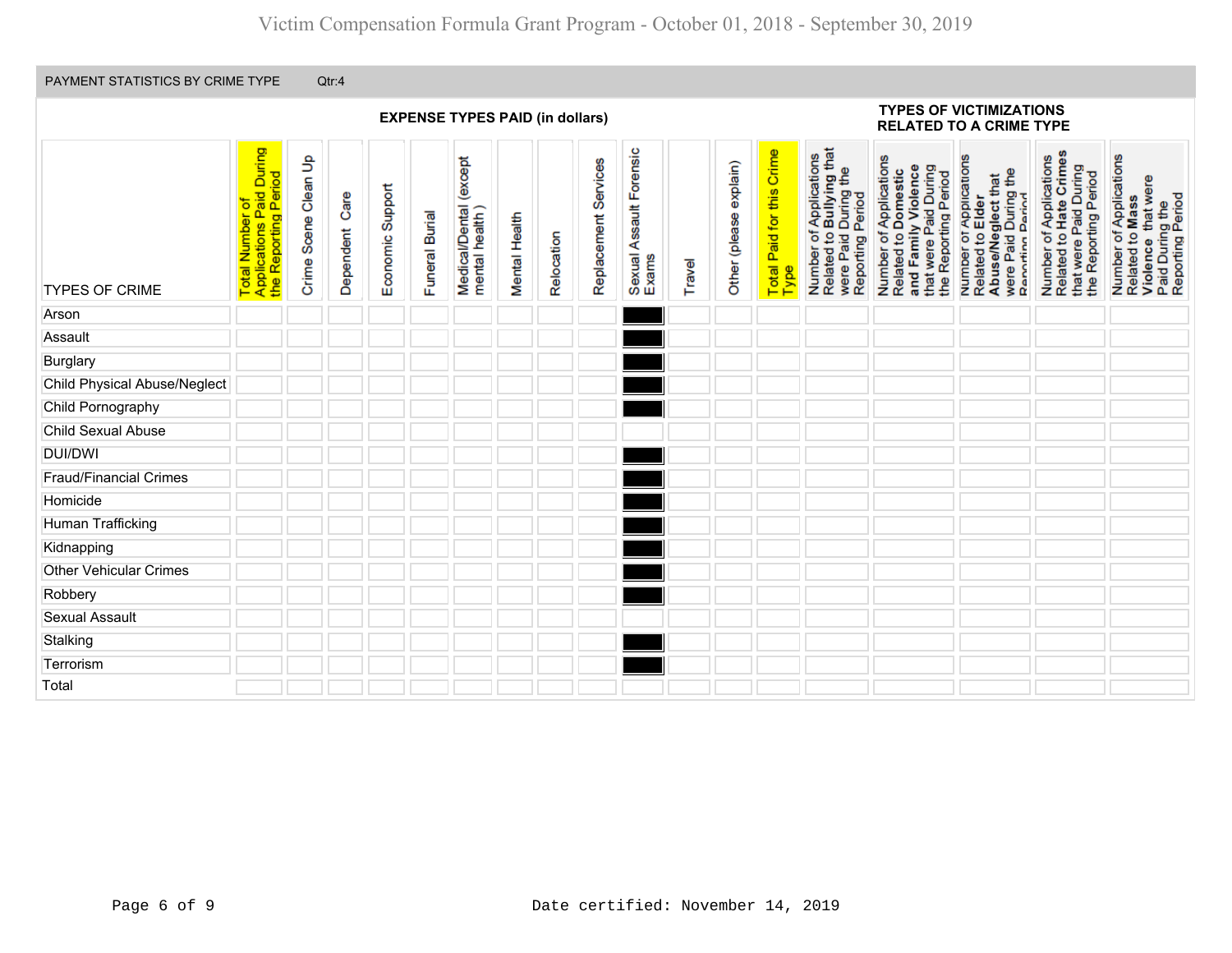# Victim Compensation Formula Grant Program - October 01, 2018 - September 30, 2019

PAYMENT STATISTICS BY CRIME TYPE Qtr:4

| TYPES OF CRIME | EXPENSE TYPES PAID (in dollars) | | | | | | | | | | | | | TYPES OF VICTIMIZATIONS RELATED TO A CRIME TYPE | | | | |
|---|---|---|---|---|---|---|---|---|---|---|---|---|---|---|---|---|---|---|
| | Total Number of Applications Paid During the Reporting Period | Crime Scene Clean Up | Dependent Care | Economic Support | Funeral Burial | Medical/Dental (except mental health ) | Mental Health | Relocation | Replacement Services | Sexual Assault Forensic Exams | Travel | Other (please explain) | Total Paid for this Crime Type | Number of Applications Related to **Bullying** that were Paid During the Reporting Period | Number of Applications Related to **Domestic and Family Violence** that were Paid During the Reporting Period | Number of Applications Related to **Elder Abuse/Neglect** that were Paid During the Reporting Period | Number of Applications Related to **Hate Crimes** that were Paid During the Reporting Period | Number of Applications Related to **Mass Violence** that were Paid During the Reporting Period |
| Arson | | | | | | | | | | ■ | | | | | | | | |
| Assault | | | | | | | | | | ■ | | | | | | | | |
| Burglary | | | | | | | | | | ■ | | | | | | | | |
| Child Physical Abuse/Neglect | | | | | | | | | | ■ | | | | | | | | |
| Child Pornography | | | | | | | | | | ■ | | | | | | | | |
| Child Sexual Abuse | | | | | | | | | | | | | | | | | | |
| DUI/DWI | | | | | | | | | | ■ | | | | | | | | |
| Fraud/Financial Crimes | | | | | | | | | | ■ | | | | | | | | |
| Homicide | | | | | | | | | | ■ | | | | | | | | |
| Human Trafficking | | | | | | | | | | ■ | | | | | | | | |
| Kidnapping | | | | | | | | | | ■ | | | | | | | | |
| Other Vehicular Crimes | | | | | | | | | | ■ | | | | | | | | |
| Robbery | | | | | | | | | | ■ | | | | | | | | |
| Sexual Assault | | | | | | | | | | | | | | | | | | |
| Stalking | | | | | | | | | | ■ | | | | | | | | |
| Terrorism | | | | | | | | | | ■ | | | | | | | | |
| Total | | | | | | | | | | | | | | | | | | |

Date certified: November 14, 2019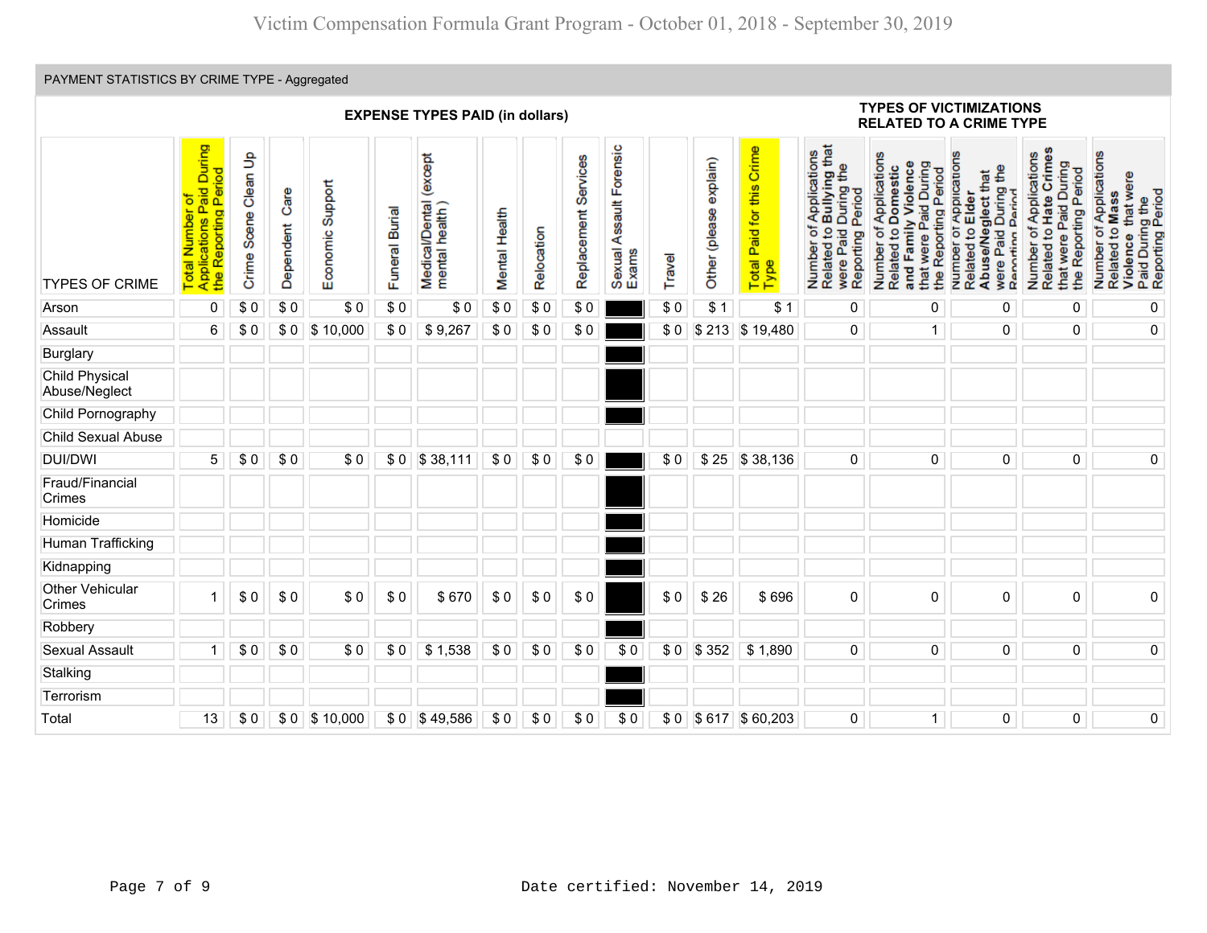PAYMENT STATISTICS BY CRIME TYPE - Aggregated

| TYPES OF CRIME | Total Number of Applications Paid During the Reporting Period | EXPENSE TYPES PAID (in dollars) Crime Scene Clean Up | Dependent Care | Economic Support | Funeral Burial | Medical/Dental (except mental health ) | Mental Health | Relocation | Replacement Services | Sexual Assault Forensic Exams | Travel | Other (please explain) | Total Paid for this Crime Type | TYPES OF VICTIMIZATIONS RELATED TO A CRIME TYPE Number of Applications Related to Bullying that were Paid During the Reporting Period | Number of Applications Related to Domestic and Family Violence that were Paid During the Reporting Period | Number of Applications Related to Elder Abuse/Neglect that were Paid During the Reporting Period | Number of Applications Related to Hate Crimes that were Paid During the Reporting Period | Number of Applications Related to Mass Violence that were Paid During the Reporting Period |
|---|---|---|---|---|---|---|---|---|---|---|---|---|---|---|---|---|---|---|
| Arson | 0 | $ 0 | $ 0 | $ 0 | $ 0 | $ 0 | $ 0 | $ 0 | $ 0 | | $ 0 | $ 1 | $ 1 | 0 | 0 | 0 | 0 | 0 |
| Assault | 6 | $ 0 | $ 0 | $ 10,000 | $ 0 | $ 9,267 | $ 0 | $ 0 | $ 0 | | $ 0 | $ 213 | $ 19,480 | 0 | 1 | 0 | 0 | 0 |
| Burglary | | | | | | | | | | | | | | | | | | |
| Child Physical Abuse/Neglect | | | | | | | | | | | | | | | | | | |
| Child Pornography | | | | | | | | | | | | | | | | | | |
| Child Sexual Abuse | | | | | | | | | | | | | | | | | | |
| DUI/DWI | 5 | $ 0 | $ 0 | $ 0 | $ 0 | $ 38,111 | $ 0 | $ 0 | $ 0 | | $ 0 | $ 25 | $ 38,136 | 0 | 0 | 0 | 0 | 0 |
| Fraud/Financial Crimes | | | | | | | | | | | | | | | | | | |
| Homicide | | | | | | | | | | | | | | | | | | |
| Human Trafficking | | | | | | | | | | | | | | | | | | |
| Kidnapping | | | | | | | | | | | | | | | | | | |
| Other Vehicular Crimes | 1 | $ 0 | $ 0 | $ 0 | $ 0 | $ 670 | $ 0 | $ 0 | $ 0 | | $ 0 | $ 26 | $ 696 | 0 | 0 | 0 | 0 | 0 |
| Robbery | | | | | | | | | | | | | | | | | | |
| Sexual Assault | 1 | $ 0 | $ 0 | $ 0 | $ 0 | $ 1,538 | $ 0 | $ 0 | $ 0 | $ 0 | $ 0 | $ 352 | $ 1,890 | 0 | 0 | 0 | 0 | 0 |
| Stalking | | | | | | | | | | | | | | | | | | |
| Terrorism | | | | | | | | | | | | | | | | | | |
| Total | 13 | $ 0 | $ 0 | $ 10,000 | $ 0 | $ 49,586 | $ 0 | $ 0 | $ 0 | $ 0 | $ 0 | $ 617 | $ 60,203 | 0 | 1 | 0 | 0 | 0 |

Date certified: November 14, 2019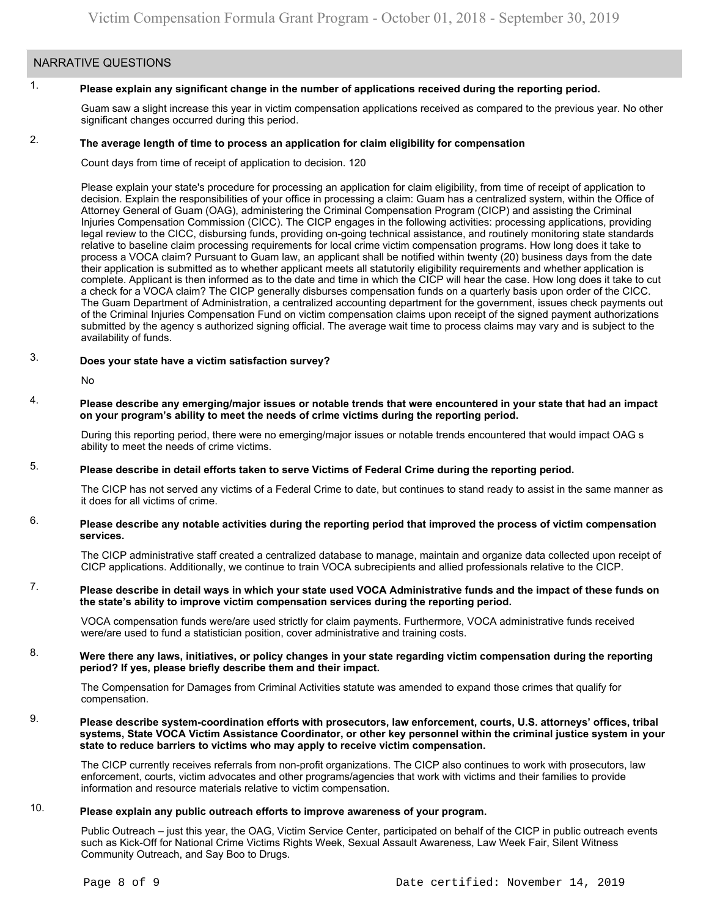## NARRATIVE QUESTIONS

1. **Please explain any significant change in the number of applications received during the reporting period.**

   Guam saw a slight increase this year in victim compensation applications received as compared to the previous year. No other significant changes occurred during this period.

2. **The average length of time to process an application for claim eligibility for compensation**

   Count days from time of receipt of application to decision. 120

   Please explain your state's procedure for processing an application for claim eligibility, from time of receipt of application to decision. Explain the responsibilities of your office in processing a claim: Guam has a centralized system, within the Office of Attorney General of Guam (OAG), administering the Criminal Compensation Program (CICP) and assisting the Criminal Injuries Compensation Commission (CICC). The CICP engages in the following activities: processing applications, providing legal review to the CICC, disbursing funds, providing on-going technical assistance, and routinely monitoring state standards relative to baseline claim processing requirements for local crime victim compensation programs. How long does it take to process a VOCA claim? Pursuant to Guam law, an applicant shall be notified within twenty (20) business days from the date their application is submitted as to whether applicant meets all statutorily eligibility requirements and whether application is complete. Applicant is then informed as to the date and time in which the CICP will hear the case. How long does it take to cut a check for a VOCA claim? The CICP generally disburses compensation funds on a quarterly basis upon order of the CICC. The Guam Department of Administration, a centralized accounting department for the government, issues check payments out of the Criminal Injuries Compensation Fund on victim compensation claims upon receipt of the signed payment authorizations submitted by the agency s authorized signing official. The average wait time to process claims may vary and is subject to the availability of funds.

3. **Does your state have a victim satisfaction survey?**

   No

4. **Please describe any emerging/major issues or notable trends that were encountered in your state that had an impact on your program's ability to meet the needs of crime victims during the reporting period.**

   During this reporting period, there were no emerging/major issues or notable trends encountered that would impact OAG s ability to meet the needs of crime victims.

5. **Please describe in detail efforts taken to serve Victims of Federal Crime during the reporting period.**

   The CICP has not served any victims of a Federal Crime to date, but continues to stand ready to assist in the same manner as it does for all victims of crime.

6. **Please describe any notable activities during the reporting period that improved the process of victim compensation services.**

   The CICP administrative staff created a centralized database to manage, maintain and organize data collected upon receipt of CICP applications. Additionally, we continue to train VOCA subrecipients and allied professionals relative to the CICP.

7. **Please describe in detail ways in which your state used VOCA Administrative funds and the impact of these funds on the state's ability to improve victim compensation services during the reporting period.**

   VOCA compensation funds were/are used strictly for claim payments. Furthermore, VOCA administrative funds received were/are used to fund a statistician position, cover administrative and training costs.

8. **Were there any laws, initiatives, or policy changes in your state regarding victim compensation during the reporting period? If yes, please briefly describe them and their impact.**

   The Compensation for Damages from Criminal Activities statute was amended to expand those crimes that qualify for compensation.

9. **Please describe system-coordination efforts with prosecutors, law enforcement, courts, U.S. attorneys' offices, tribal systems, State VOCA Victim Assistance Coordinator, or other key personnel within the criminal justice system in your state to reduce barriers to victims who may apply to receive victim compensation.**

   The CICP currently receives referrals from non-profit organizations. The CICP also continues to work with prosecutors, law enforcement, courts, victim advocates and other programs/agencies that work with victims and their families to provide information and resource materials relative to victim compensation.

10. **Please explain any public outreach efforts to improve awareness of your program.**

    Public Outreach – just this year, the OAG, Victim Service Center, participated on behalf of the CICP in public outreach events such as Kick-Off for National Crime Victims Rights Week, Sexual Assault Awareness, Law Week Fair, Silent Witness Community Outreach, and Say Boo to Drugs.

Date certified: November 14, 2019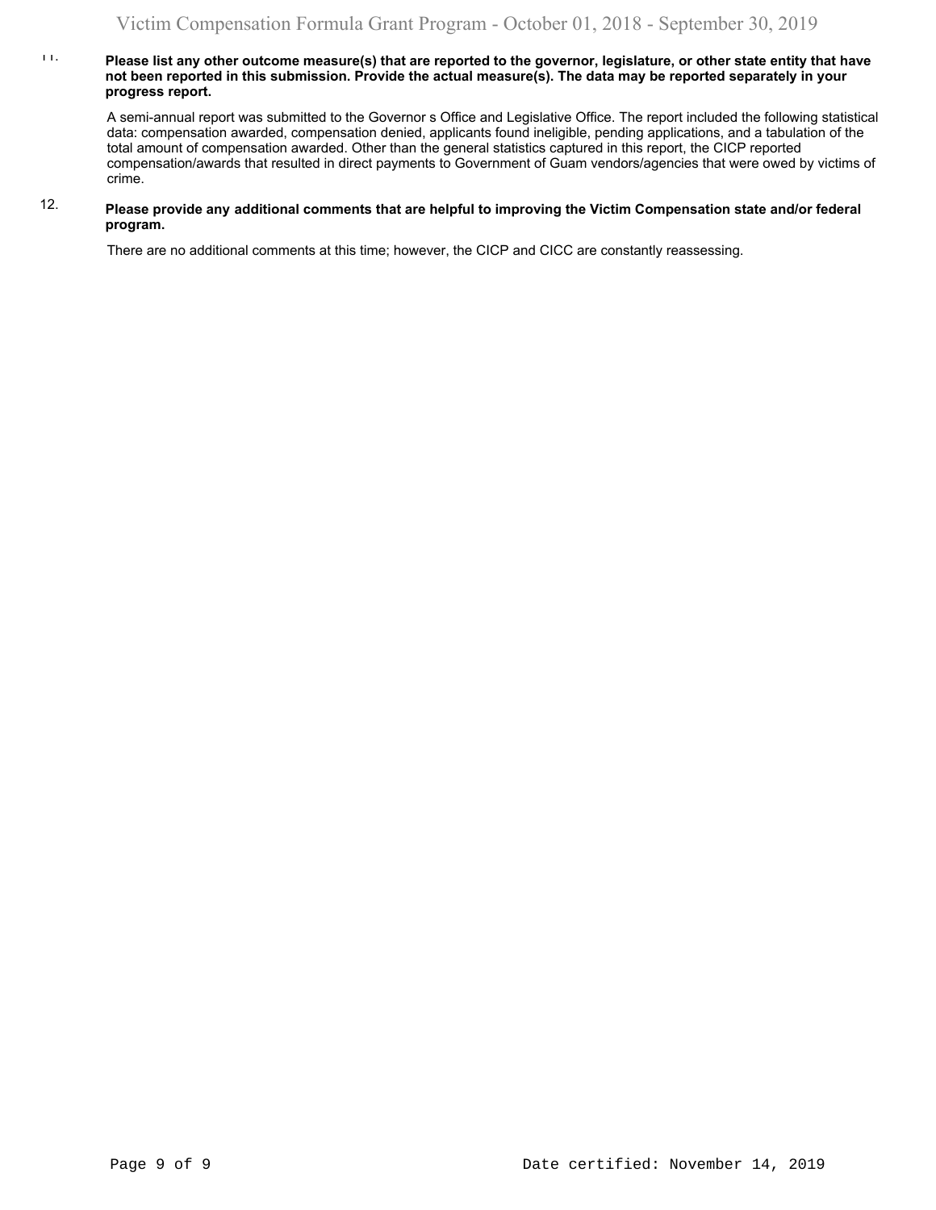11. **Please list any other outcome measure(s) that are reported to the governor, legislature, or other state entity that have not been reported in this submission. Provide the actual measure(s). The data may be reported separately in your progress report.**

    A semi-annual report was submitted to the Governor s Office and Legislative Office. The report included the following statistical data: compensation awarded, compensation denied, applicants found ineligible, pending applications, and a tabulation of the total amount of compensation awarded. Other than the general statistics captured in this report, the CICP reported compensation/awards that resulted in direct payments to Government of Guam vendors/agencies that were owed by victims of crime.

12. **Please provide any additional comments that are helpful to improving the Victim Compensation state and/or federal program.**

    There are no additional comments at this time; however, the CICP and CICC are constantly reassessing.

Date certified: November 14, 2019